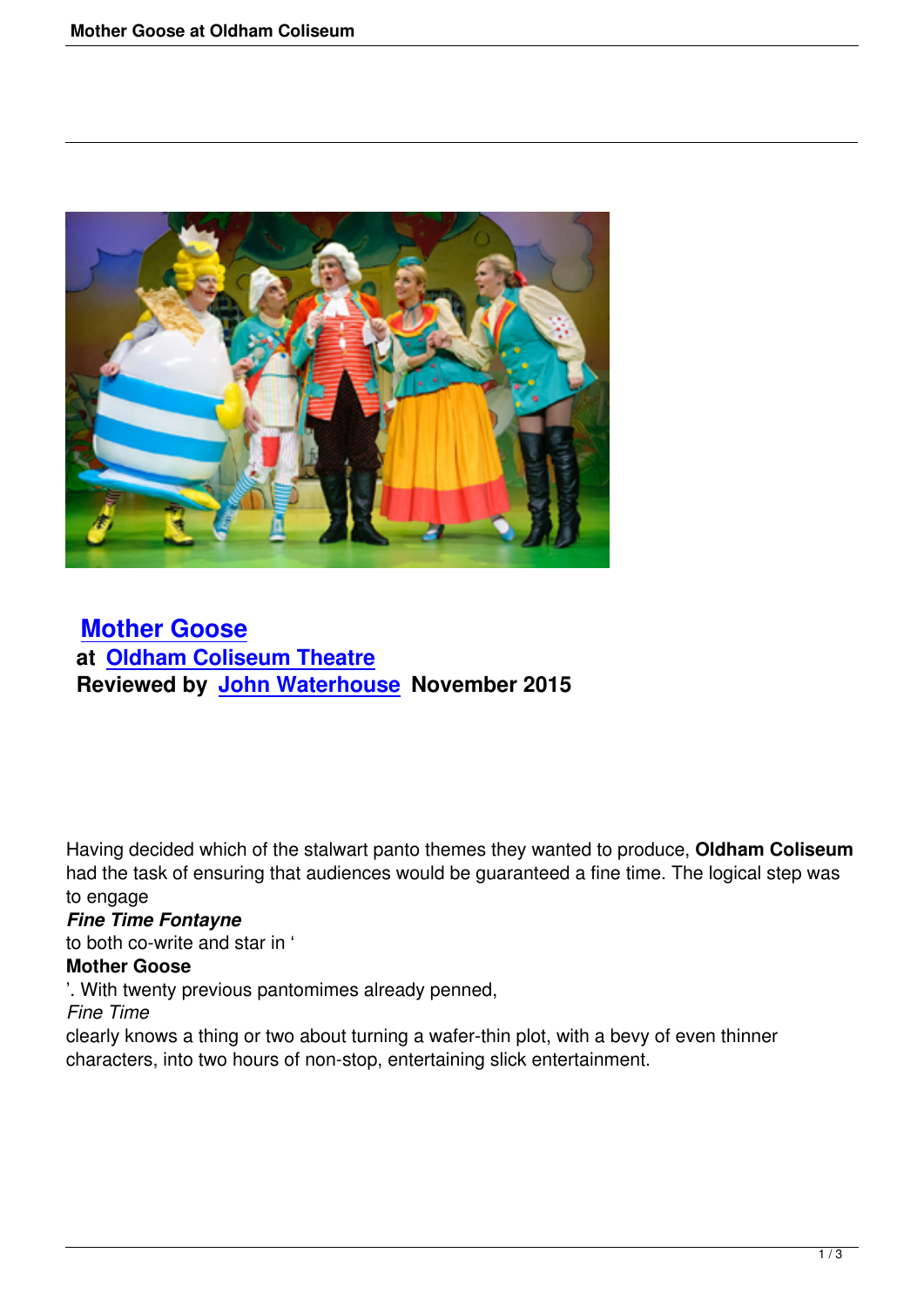## Mother Goose

**at Oldham Coliseum Theatre**

**Reviewed by John Waterhouse November 2015**

Having decided which of the stalwart panto themes they wanted to produce, **Oldham Coliseum** had the task of ensuring that audiences would be guaranteed a fine time. The logical step was to engage ***Fine Time Fontayne*** to both co-write and star in '**Mother Goose**'. With twenty previous pantomimes already penned, *Fine Time* clearly knows a thing or two about turning a wafer-thin plot, with a bevy of even thinner characters, into two hours of non-stop, entertaining slick entertainment.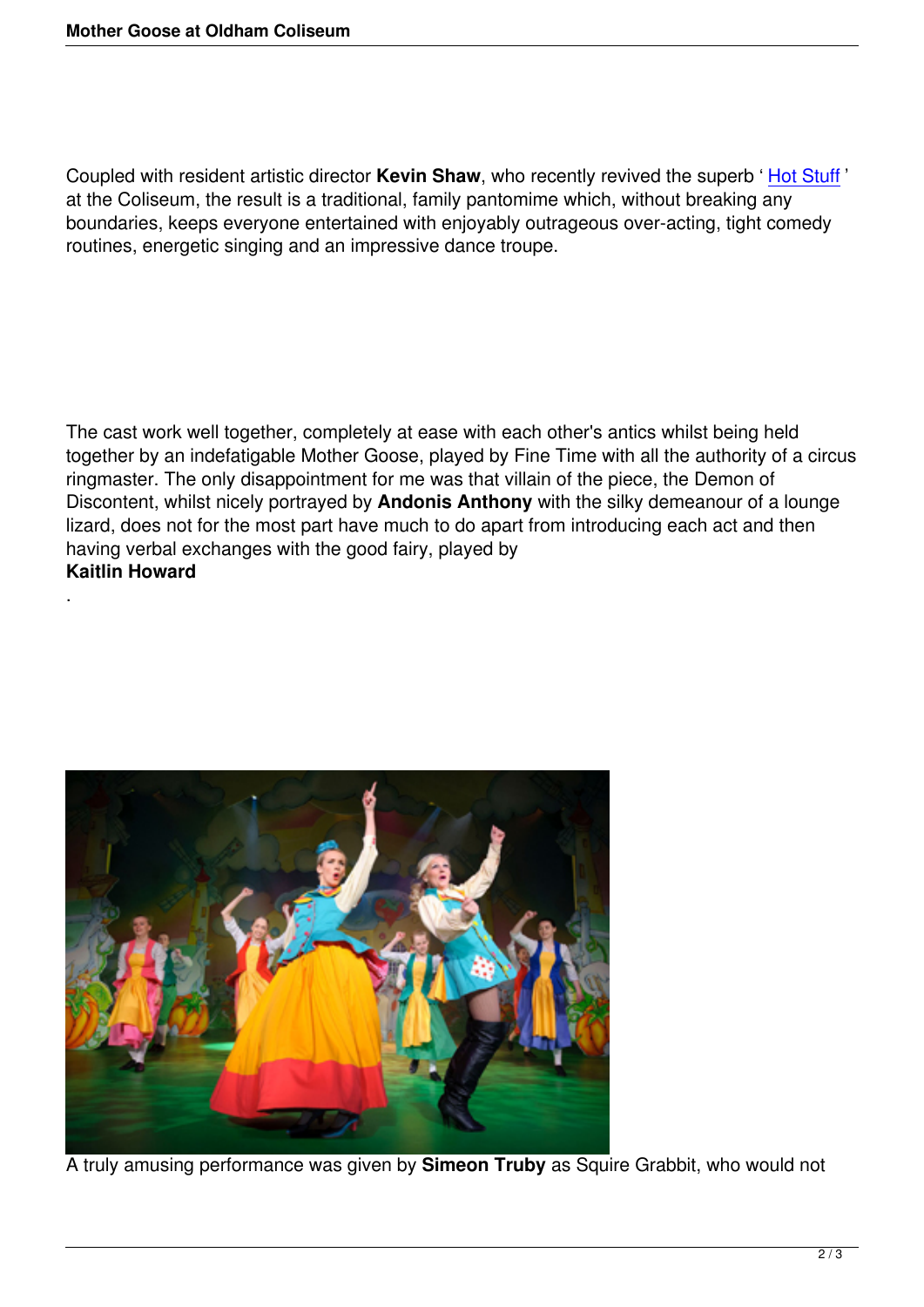Coupled with resident artistic director **Kevin Shaw**, who recently revived the superb ' Hot Stuff ' at the Coliseum, the result is a traditional, family pantomime which, without breaking any boundaries, keeps everyone entertained with enjoyably outrageous over-acting, tight comedy routines, energetic singing and an impressive dance troupe.

The cast work well together, completely at ease with each other's antics whilst being held together by an indefatigable Mother Goose, played by Fine Time with all the authority of a circus ringmaster. The only disappointment for me was that villain of the piece, the Demon of Discontent, whilst nicely portrayed by **Andonis Anthony** with the silky demeanour of a lounge lizard, does not for the most part have much to do apart from introducing each act and then having verbal exchanges with the good fairy, played by **Kaitlin Howard**.

A truly amusing performance was given by **Simeon Truby** as Squire Grabbit, who would not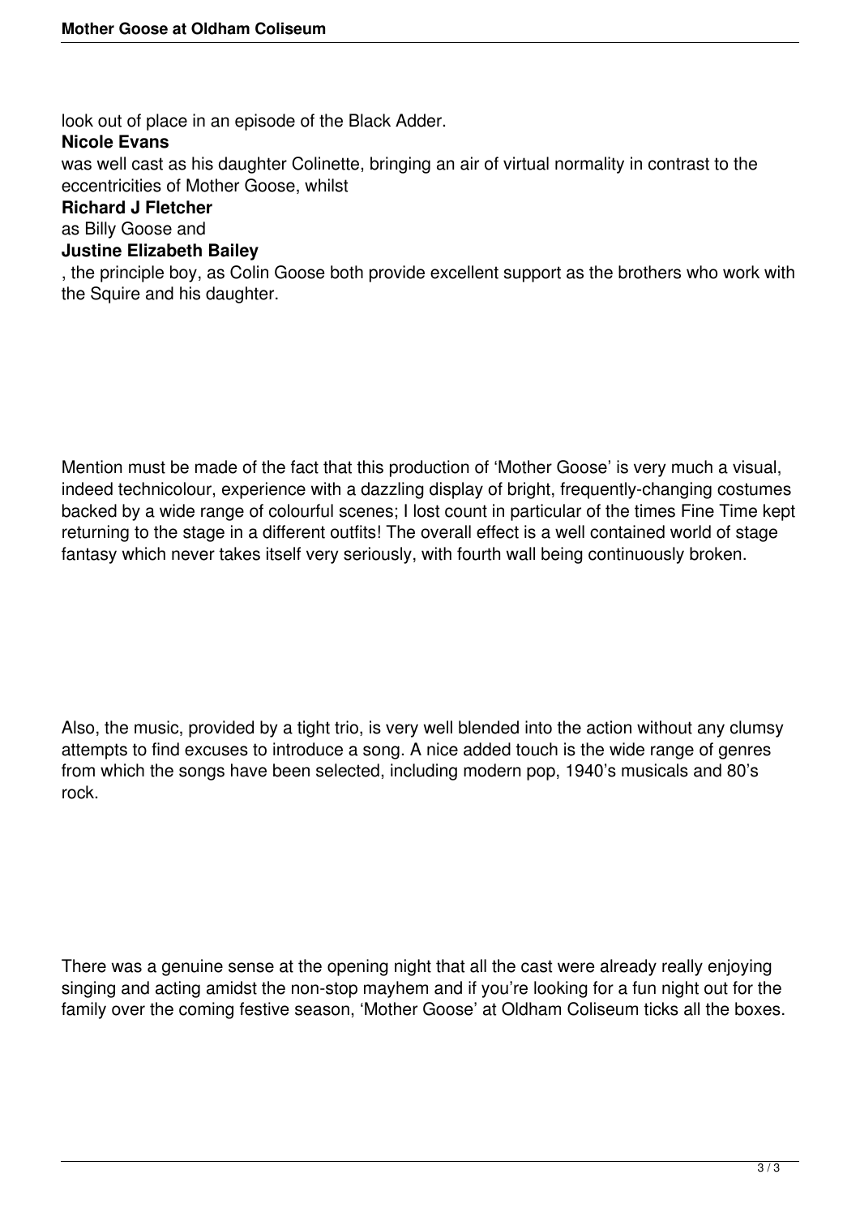look out of place in an episode of the Black Adder.

**Nicole Evans**
was well cast as his daughter Colinette, bringing an air of virtual normality in contrast to the eccentricities of Mother Goose, whilst
**Richard J Fletcher**
as Billy Goose and
**Justine Elizabeth Bailey**
, the principle boy, as Colin Goose both provide excellent support as the brothers who work with the Squire and his daughter.

Mention must be made of the fact that this production of 'Mother Goose' is very much a visual, indeed technicolour, experience with a dazzling display of bright, frequently-changing costumes backed by a wide range of colourful scenes; I lost count in particular of the times Fine Time kept returning to the stage in a different outfits! The overall effect is a well contained world of stage fantasy which never takes itself very seriously, with fourth wall being continuously broken.

Also, the music, provided by a tight trio, is very well blended into the action without any clumsy attempts to find excuses to introduce a song. A nice added touch is the wide range of genres from which the songs have been selected, including modern pop, 1940's musicals and 80's rock.

There was a genuine sense at the opening night that all the cast were already really enjoying singing and acting amidst the non-stop mayhem and if you're looking for a fun night out for the family over the coming festive season, 'Mother Goose' at Oldham Coliseum ticks all the boxes.